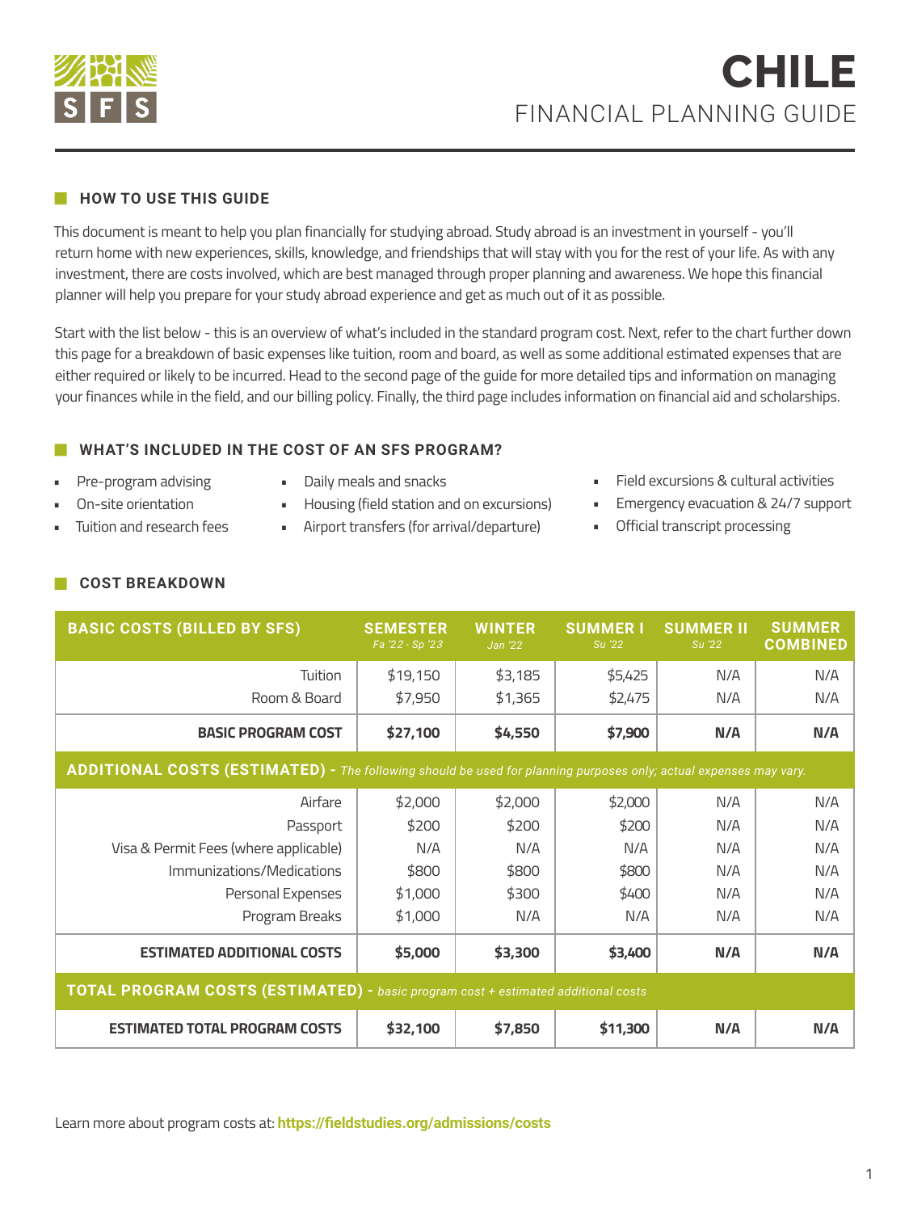# CHILE
## FINANCIAL PLANNING GUIDE

### HOW TO USE THIS GUIDE

This document is meant to help you plan financially for studying abroad. Study abroad is an investment in yourself - you'll return home with new experiences, skills, knowledge, and friendships that will stay with you for the rest of your life. As with any investment, there are costs involved, which are best managed through proper planning and awareness. We hope this financial planner will help you prepare for your study abroad experience and get as much out of it as possible.

Start with the list below - this is an overview of what's included in the standard program cost. Next, refer to the chart further down this page for a breakdown of basic expenses like tuition, room and board, as well as some additional estimated expenses that are either required or likely to be incurred. Head to the second page of the guide for more detailed tips and information on managing your finances while in the field, and our billing policy. Finally, the third page includes information on financial aid and scholarships.

### WHAT'S INCLUDED IN THE COST OF AN SFS PROGRAM?

- Pre-program advising
- On-site orientation
- Tuition and research fees
- Daily meals and snacks
- Housing (field station and on excursions)
- Airport transfers (for arrival/departure)
- Field excursions & cultural activities
- Emergency evacuation & 24/7 support
- Official transcript processing

### COST BREAKDOWN

| BASIC COSTS (BILLED BY SFS) | SEMESTER *Fa '22 - Sp '23* | WINTER *Jan '22* | SUMMER I *Su '22* | SUMMER II *Su '22* | SUMMER COMBINED |
|---|---|---|---|---|---|
| Tuition | $19,150 | $3,185 | $5,425 | N/A | N/A |
| Room & Board | $7,950 | $1,365 | $2,475 | N/A | N/A |
| **BASIC PROGRAM COST** | **$27,100** | **$4,550** | **$7,900** | **N/A** | **N/A** |
| **ADDITIONAL COSTS (ESTIMATED)** - *The following should be used for planning purposes only; actual expenses may vary.* | | | | | |
| Airfare | $2,000 | $2,000 | $2,000 | N/A | N/A |
| Passport | $200 | $200 | $200 | N/A | N/A |
| Visa & Permit Fees (where applicable) | N/A | N/A | N/A | N/A | N/A |
| Immunizations/Medications | $800 | $800 | $800 | N/A | N/A |
| Personal Expenses | $1,000 | $300 | $400 | N/A | N/A |
| Program Breaks | $1,000 | N/A | N/A | N/A | N/A |
| **ESTIMATED ADDITIONAL COSTS** | **$5,000** | **$3,300** | **$3,400** | **N/A** | **N/A** |
| **TOTAL PROGRAM COSTS (ESTIMATED)** - *basic program cost + estimated additional costs* | | | | | |
| **ESTIMATED TOTAL PROGRAM COSTS** | **$32,100** | **$7,850** | **$11,300** | **N/A** | **N/A** |

Learn more about program costs at: **https://fieldstudies.org/admissions/costs**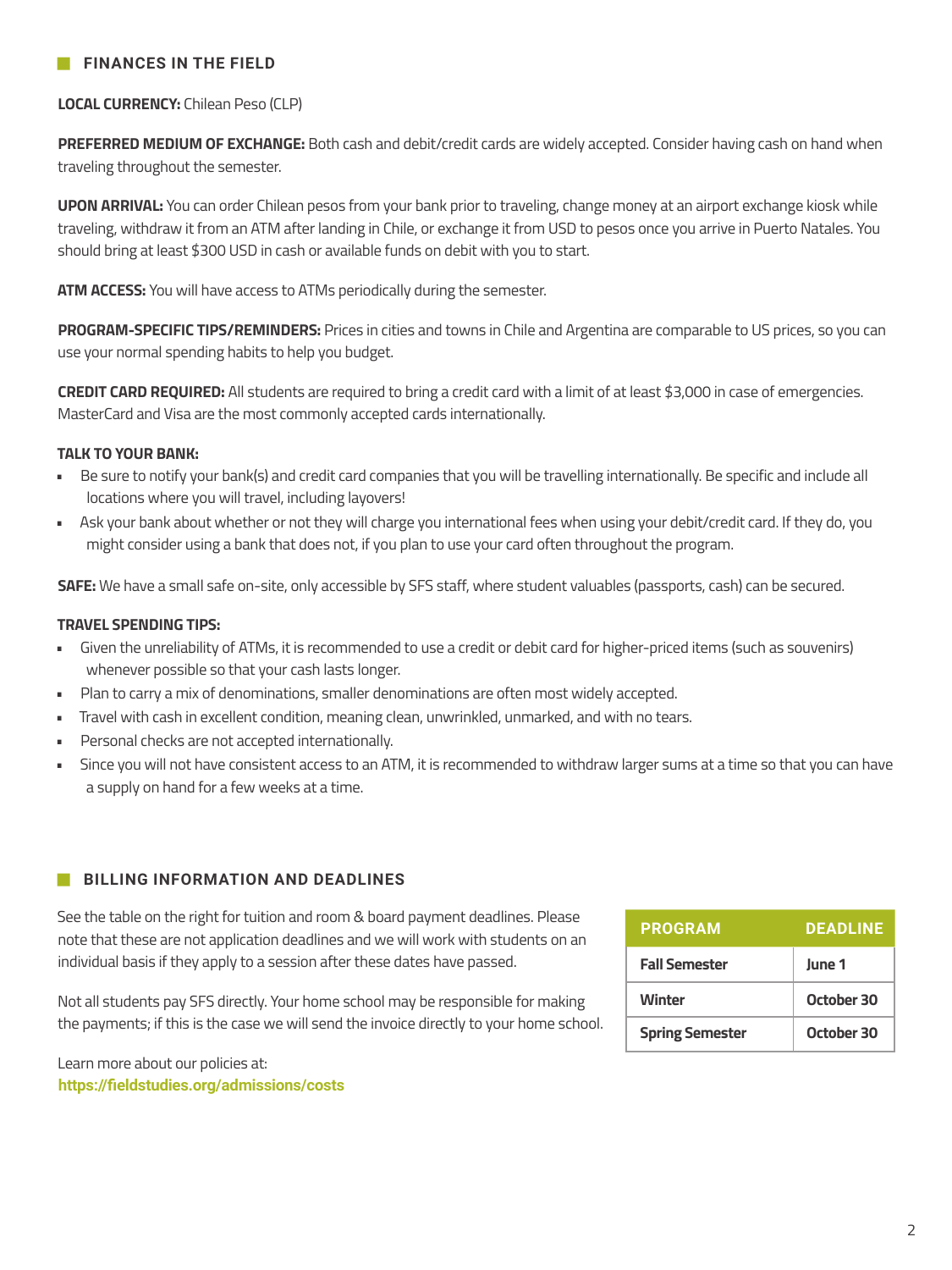## FINANCES IN THE FIELD

**LOCAL CURRENCY:** Chilean Peso (CLP)

**PREFERRED MEDIUM OF EXCHANGE:** Both cash and debit/credit cards are widely accepted. Consider having cash on hand when traveling throughout the semester.

**UPON ARRIVAL:** You can order Chilean pesos from your bank prior to traveling, change money at an airport exchange kiosk while traveling, withdraw it from an ATM after landing in Chile, or exchange it from USD to pesos once you arrive in Puerto Natales. You should bring at least $300 USD in cash or available funds on debit with you to start.

**ATM ACCESS:** You will have access to ATMs periodically during the semester.

**PROGRAM-SPECIFIC TIPS/REMINDERS:** Prices in cities and towns in Chile and Argentina are comparable to US prices, so you can use your normal spending habits to help you budget.

**CREDIT CARD REQUIRED:** All students are required to bring a credit card with a limit of at least $3,000 in case of emergencies. MasterCard and Visa are the most commonly accepted cards internationally.

**TALK TO YOUR BANK:**

- Be sure to notify your bank(s) and credit card companies that you will be travelling internationally. Be specific and include all locations where you will travel, including layovers!
- Ask your bank about whether or not they will charge you international fees when using your debit/credit card. If they do, you might consider using a bank that does not, if you plan to use your card often throughout the program.

**SAFE:** We have a small safe on-site, only accessible by SFS staff, where student valuables (passports, cash) can be secured.

**TRAVEL SPENDING TIPS:**

- Given the unreliability of ATMs, it is recommended to use a credit or debit card for higher-priced items (such as souvenirs) whenever possible so that your cash lasts longer.
- Plan to carry a mix of denominations, smaller denominations are often most widely accepted.
- Travel with cash in excellent condition, meaning clean, unwrinkled, unmarked, and with no tears.
- Personal checks are not accepted internationally.
- Since you will not have consistent access to an ATM, it is recommended to withdraw larger sums at a time so that you can have a supply on hand for a few weeks at a time.

## BILLING INFORMATION AND DEADLINES

See the table on the right for tuition and room & board payment deadlines. Please note that these are not application deadlines and we will work with students on an individual basis if they apply to a session after these dates have passed.

Not all students pay SFS directly. Your home school may be responsible for making the payments; if this is the case we will send the invoice directly to your home school.

Learn more about our policies at:
**https://fieldstudies.org/admissions/costs**

| PROGRAM | DEADLINE |
|---|---|
| **Fall Semester** | **June 1** |
| **Winter** | **October 30** |
| **Spring Semester** | **October 30** |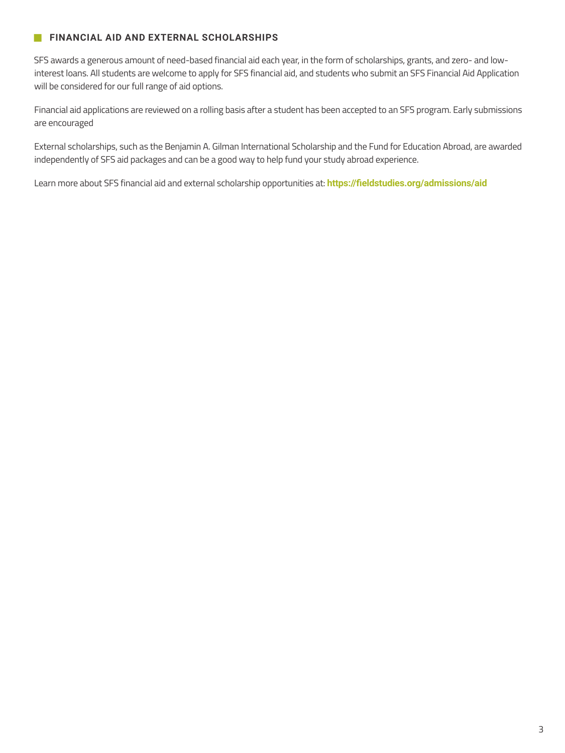## FINANCIAL AID AND EXTERNAL SCHOLARSHIPS

SFS awards a generous amount of need-based financial aid each year, in the form of scholarships, grants, and zero- and low-interest loans. All students are welcome to apply for SFS financial aid, and students who submit an SFS Financial Aid Application will be considered for our full range of aid options.

Financial aid applications are reviewed on a rolling basis after a student has been accepted to an SFS program. Early submissions are encouraged

External scholarships, such as the Benjamin A. Gilman International Scholarship and the Fund for Education Abroad, are awarded independently of SFS aid packages and can be a good way to help fund your study abroad experience.

Learn more about SFS financial aid and external scholarship opportunities at: **https://fieldstudies.org/admissions/aid**